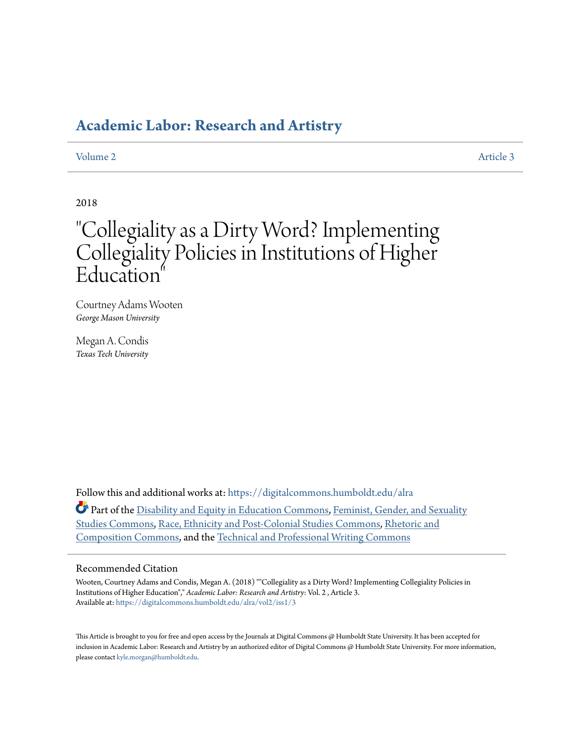# Academic Labor: Research and Artistry

Volume 2 | Article 3

2018

# "Collegiality as a Dirty Word? Implementing Collegiality Policies in Institutions of Higher Education"

Courtney Adams Wooten
*George Mason University*

Megan A. Condis
*Texas Tech University*

Follow this and additional works at: https://digitalcommons.humboldt.edu/alra

Part of the Disability and Equity in Education Commons, Feminist, Gender, and Sexuality Studies Commons, Race, Ethnicity and Post-Colonial Studies Commons, Rhetoric and Composition Commons, and the Technical and Professional Writing Commons

## Recommended Citation

Wooten, Courtney Adams and Condis, Megan A. (2018) ""Collegiality as a Dirty Word? Implementing Collegiality Policies in Institutions of Higher Education"," *Academic Labor: Research and Artistry*: Vol. 2 , Article 3.
Available at: https://digitalcommons.humboldt.edu/alra/vol2/iss1/3

This Article is brought to you for free and open access by the Journals at Digital Commons @ Humboldt State University. It has been accepted for inclusion in Academic Labor: Research and Artistry by an authorized editor of Digital Commons @ Humboldt State University. For more information, please contact kyle.morgan@humboldt.edu.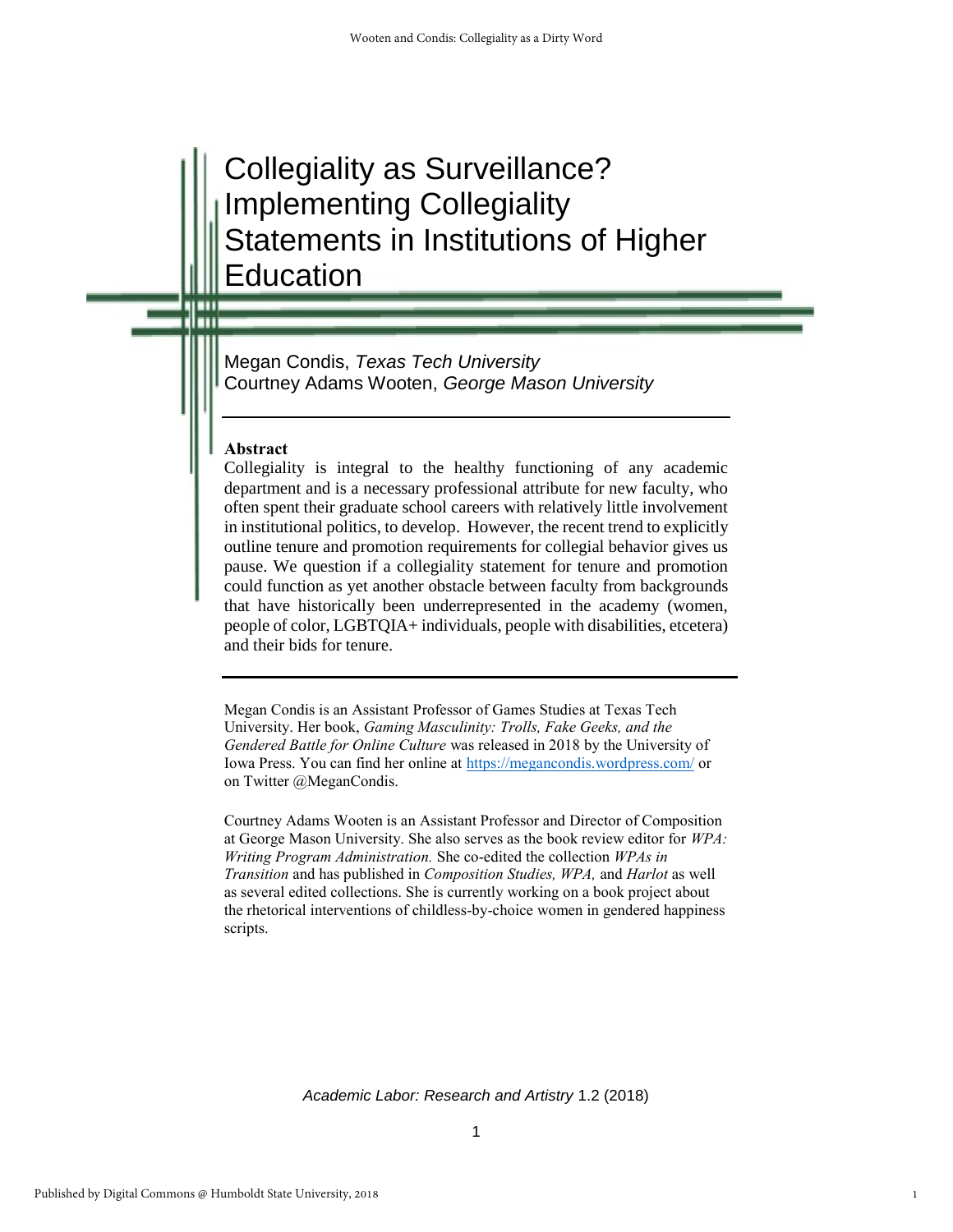# Collegiality as Surveillance? Implementing Collegiality Statements in Institutions of Higher Education

Megan Condis, *Texas Tech University*
Courtney Adams Wooten, *George Mason University*

---

**Abstract**

Collegiality is integral to the healthy functioning of any academic department and is a necessary professional attribute for new faculty, who often spent their graduate school careers with relatively little involvement in institutional politics, to develop. However, the recent trend to explicitly outline tenure and promotion requirements for collegial behavior gives us pause. We question if a collegiality statement for tenure and promotion could function as yet another obstacle between faculty from backgrounds that have historically been underrepresented in the academy (women, people of color, LGBTQIA+ individuals, people with disabilities, etcetera) and their bids for tenure.

---

Megan Condis is an Assistant Professor of Games Studies at Texas Tech University. Her book, *Gaming Masculinity: Trolls, Fake Geeks, and the Gendered Battle for Online Culture* was released in 2018 by the University of Iowa Press. You can find her online at https://megancondis.wordpress.com/ or on Twitter @MeganCondis.

Courtney Adams Wooten is an Assistant Professor and Director of Composition at George Mason University. She also serves as the book review editor for *WPA: Writing Program Administration.* She co-edited the collection *WPAs in Transition* and has published in *Composition Studies, WPA,* and *Harlot* as well as several edited collections. She is currently working on a book project about the rhetorical interventions of childless-by-choice women in gendered happiness scripts.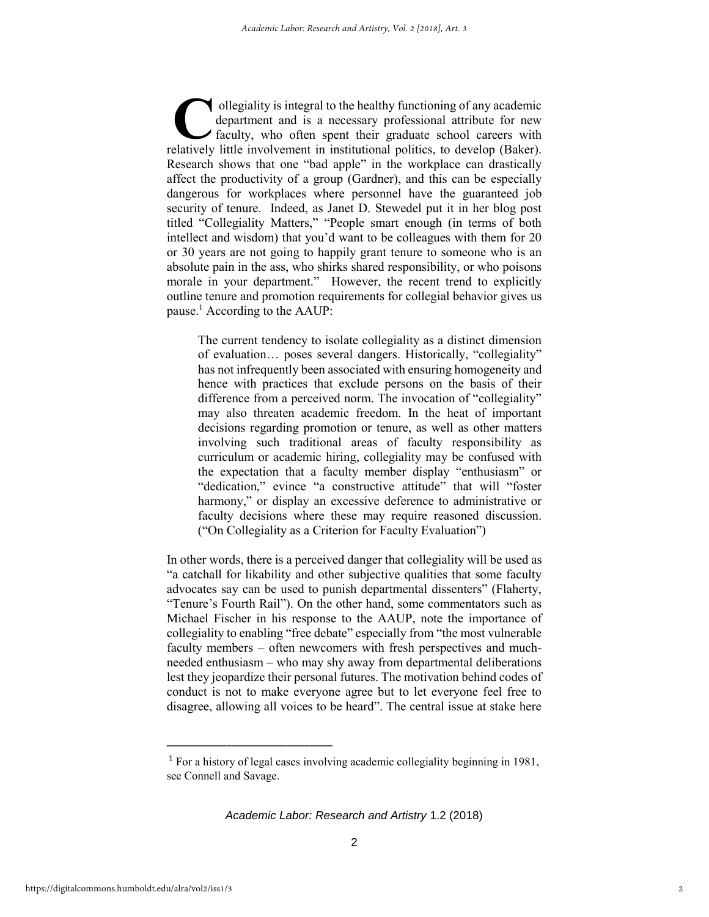Collegiality is integral to the healthy functioning of any academic department and is a necessary professional attribute for new faculty, who often spent their graduate school careers with relatively little involvement in institutional politics, to develop (Baker). Research shows that one "bad apple" in the workplace can drastically affect the productivity of a group (Gardner), and this can be especially dangerous for workplaces where personnel have the guaranteed job security of tenure. Indeed, as Janet D. Stewedel put it in her blog post titled "Collegiality Matters," "People smart enough (in terms of both intellect and wisdom) that you'd want to be colleagues with them for 20 or 30 years are not going to happily grant tenure to someone who is an absolute pain in the ass, who shirks shared responsibility, or who poisons morale in your department." However, the recent trend to explicitly outline tenure and promotion requirements for collegial behavior gives us pause.[1] According to the AAUP:

> The current tendency to isolate collegiality as a distinct dimension of evaluation… poses several dangers. Historically, "collegiality" has not infrequently been associated with ensuring homogeneity and hence with practices that exclude persons on the basis of their difference from a perceived norm. The invocation of "collegiality" may also threaten academic freedom. In the heat of important decisions regarding promotion or tenure, as well as other matters involving such traditional areas of faculty responsibility as curriculum or academic hiring, collegiality may be confused with the expectation that a faculty member display "enthusiasm" or "dedication," evince "a constructive attitude" that will "foster harmony," or display an excessive deference to administrative or faculty decisions where these may require reasoned discussion. ("On Collegiality as a Criterion for Faculty Evaluation")

In other words, there is a perceived danger that collegiality will be used as "a catchall for likability and other subjective qualities that some faculty advocates say can be used to punish departmental dissenters" (Flaherty, "Tenure's Fourth Rail"). On the other hand, some commentators such as Michael Fischer in his response to the AAUP, note the importance of collegiality to enabling "free debate" especially from "the most vulnerable faculty members – often newcomers with fresh perspectives and much-needed enthusiasm – who may shy away from departmental deliberations lest they jeopardize their personal futures. The motivation behind codes of conduct is not to make everyone agree but to let everyone feel free to disagree, allowing all voices to be heard". The central issue at stake here

[1] For a history of legal cases involving academic collegiality beginning in 1981, see Connell and Savage.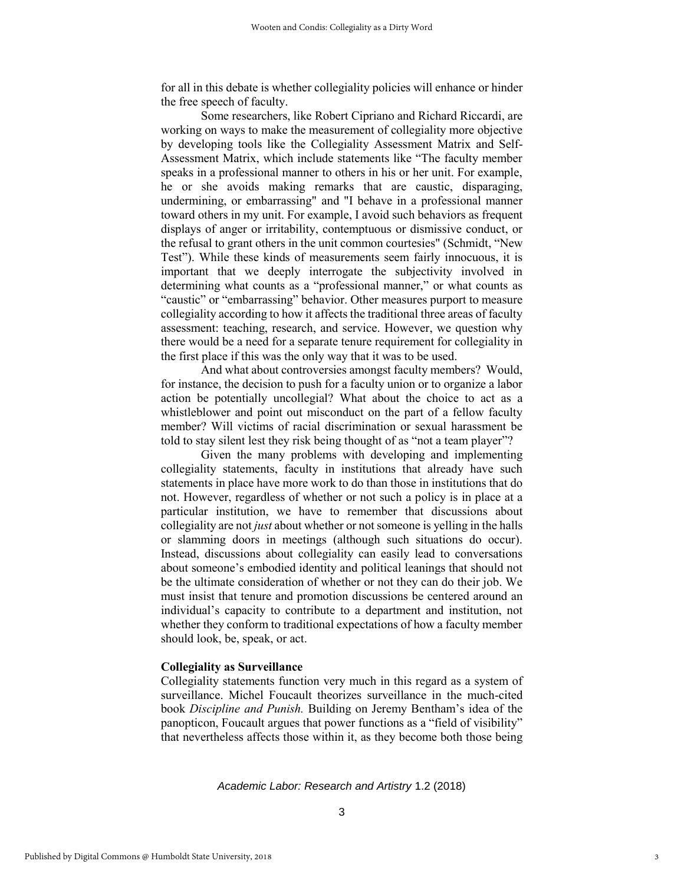for all in this debate is whether collegiality policies will enhance or hinder the free speech of faculty.

Some researchers, like Robert Cipriano and Richard Riccardi, are working on ways to make the measurement of collegiality more objective by developing tools like the Collegiality Assessment Matrix and Self-Assessment Matrix, which include statements like "The faculty member speaks in a professional manner to others in his or her unit. For example, he or she avoids making remarks that are caustic, disparaging, undermining, or embarrassing" and "I behave in a professional manner toward others in my unit. For example, I avoid such behaviors as frequent displays of anger or irritability, contemptuous or dismissive conduct, or the refusal to grant others in the unit common courtesies" (Schmidt, "New Test"). While these kinds of measurements seem fairly innocuous, it is important that we deeply interrogate the subjectivity involved in determining what counts as a "professional manner," or what counts as "caustic" or "embarrassing" behavior. Other measures purport to measure collegiality according to how it affects the traditional three areas of faculty assessment: teaching, research, and service. However, we question why there would be a need for a separate tenure requirement for collegiality in the first place if this was the only way that it was to be used.

And what about controversies amongst faculty members? Would, for instance, the decision to push for a faculty union or to organize a labor action be potentially uncollegial? What about the choice to act as a whistleblower and point out misconduct on the part of a fellow faculty member? Will victims of racial discrimination or sexual harassment be told to stay silent lest they risk being thought of as "not a team player"?

Given the many problems with developing and implementing collegiality statements, faculty in institutions that already have such statements in place have more work to do than those in institutions that do not. However, regardless of whether or not such a policy is in place at a particular institution, we have to remember that discussions about collegiality are not *just* about whether or not someone is yelling in the halls or slamming doors in meetings (although such situations do occur). Instead, discussions about collegiality can easily lead to conversations about someone's embodied identity and political leanings that should not be the ultimate consideration of whether or not they can do their job. We must insist that tenure and promotion discussions be centered around an individual's capacity to contribute to a department and institution, not whether they conform to traditional expectations of how a faculty member should look, be, speak, or act.

**Collegiality as Surveillance**

Collegiality statements function very much in this regard as a system of surveillance. Michel Foucault theorizes surveillance in the much-cited book *Discipline and Punish.* Building on Jeremy Bentham's idea of the panopticon, Foucault argues that power functions as a "field of visibility" that nevertheless affects those within it, as they become both those being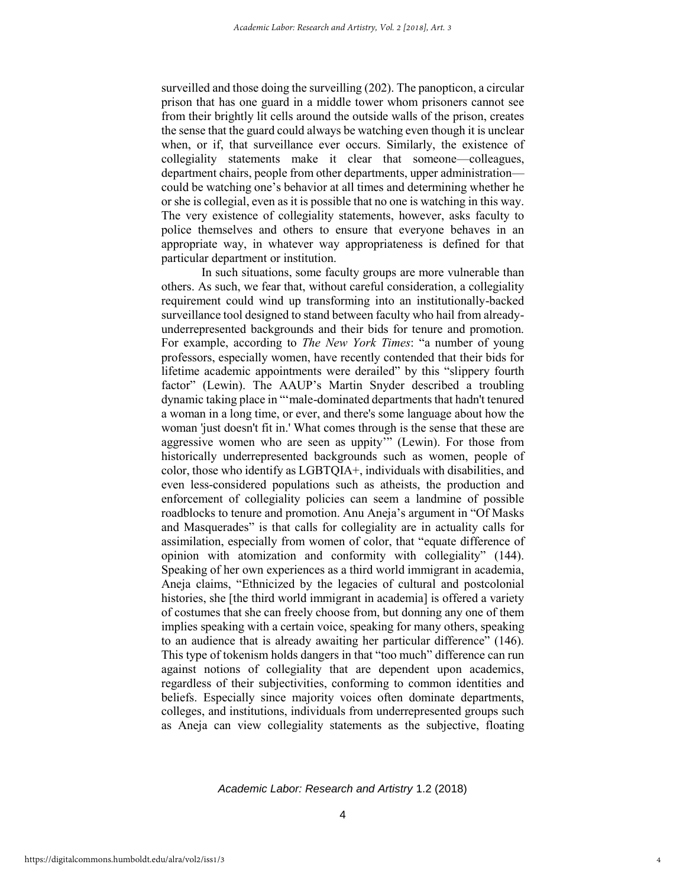surveilled and those doing the surveilling (202). The panopticon, a circular prison that has one guard in a middle tower whom prisoners cannot see from their brightly lit cells around the outside walls of the prison, creates the sense that the guard could always be watching even though it is unclear when, or if, that surveillance ever occurs. Similarly, the existence of collegiality statements make it clear that someone—colleagues, department chairs, people from other departments, upper administration—could be watching one's behavior at all times and determining whether he or she is collegial, even as it is possible that no one is watching in this way. The very existence of collegiality statements, however, asks faculty to police themselves and others to ensure that everyone behaves in an appropriate way, in whatever way appropriateness is defined for that particular department or institution.

In such situations, some faculty groups are more vulnerable than others. As such, we fear that, without careful consideration, a collegiality requirement could wind up transforming into an institutionally-backed surveillance tool designed to stand between faculty who hail from already-underrepresented backgrounds and their bids for tenure and promotion. For example, according to *The New York Times*: "a number of young professors, especially women, have recently contended that their bids for lifetime academic appointments were derailed" by this "slippery fourth factor" (Lewin). The AAUP's Martin Snyder described a troubling dynamic taking place in "'male-dominated departments that hadn't tenured a woman in a long time, or ever, and there's some language about how the woman 'just doesn't fit in.' What comes through is the sense that these are aggressive women who are seen as uppity'" (Lewin). For those from historically underrepresented backgrounds such as women, people of color, those who identify as LGBTQIA+, individuals with disabilities, and even less-considered populations such as atheists, the production and enforcement of collegiality policies can seem a landmine of possible roadblocks to tenure and promotion. Anu Aneja's argument in "Of Masks and Masquerades" is that calls for collegiality are in actuality calls for assimilation, especially from women of color, that "equate difference of opinion with atomization and conformity with collegiality" (144). Speaking of her own experiences as a third world immigrant in academia, Aneja claims, "Ethnicized by the legacies of cultural and postcolonial histories, she [the third world immigrant in academia] is offered a variety of costumes that she can freely choose from, but donning any one of them implies speaking with a certain voice, speaking for many others, speaking to an audience that is already awaiting her particular difference" (146). This type of tokenism holds dangers in that "too much" difference can run against notions of collegiality that are dependent upon academics, regardless of their subjectivities, conforming to common identities and beliefs. Especially since majority voices often dominate departments, colleges, and institutions, individuals from underrepresented groups such as Aneja can view collegiality statements as the subjective, floating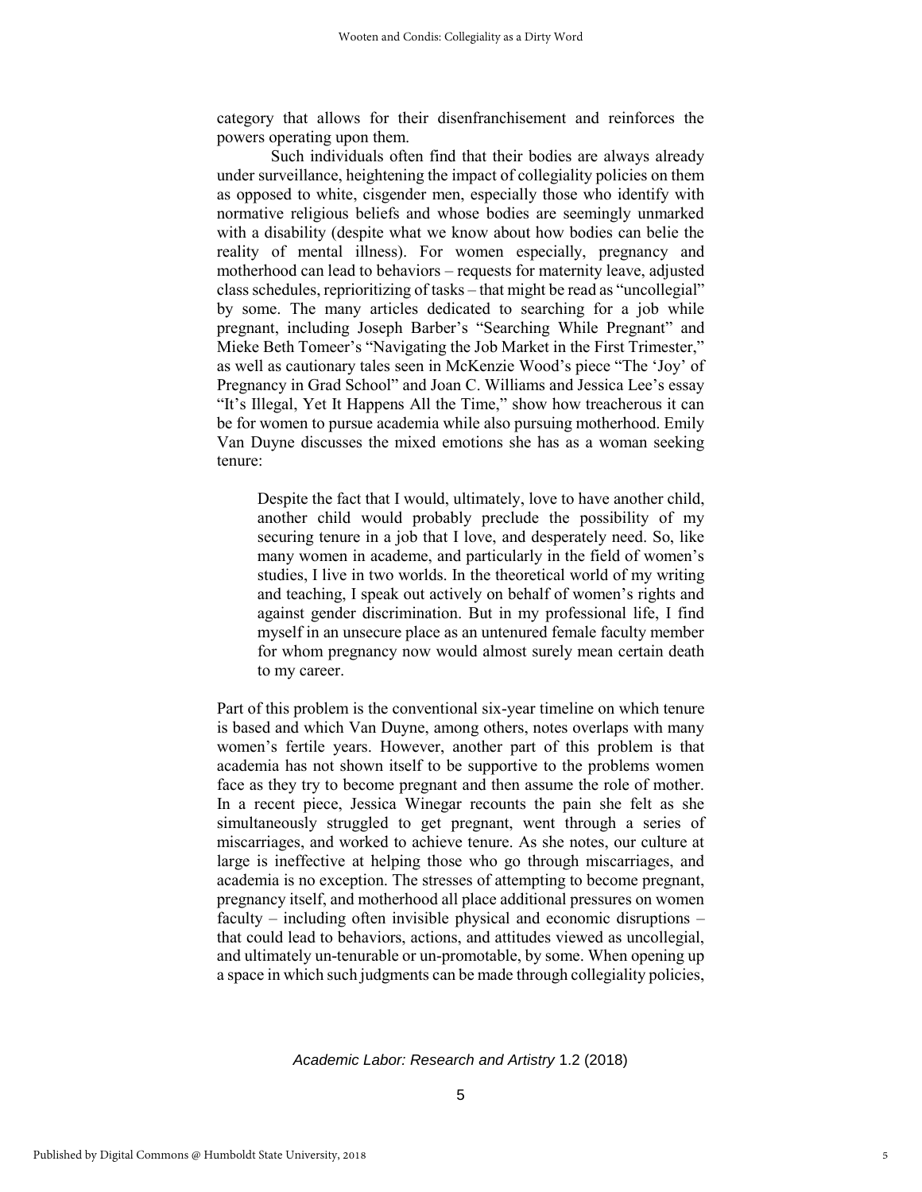category that allows for their disenfranchisement and reinforces the powers operating upon them.

Such individuals often find that their bodies are always already under surveillance, heightening the impact of collegiality policies on them as opposed to white, cisgender men, especially those who identify with normative religious beliefs and whose bodies are seemingly unmarked with a disability (despite what we know about how bodies can belie the reality of mental illness). For women especially, pregnancy and motherhood can lead to behaviors – requests for maternity leave, adjusted class schedules, reprioritizing of tasks – that might be read as "uncollegial" by some. The many articles dedicated to searching for a job while pregnant, including Joseph Barber's "Searching While Pregnant" and Mieke Beth Tomeer's "Navigating the Job Market in the First Trimester," as well as cautionary tales seen in McKenzie Wood's piece "The 'Joy' of Pregnancy in Grad School" and Joan C. Williams and Jessica Lee's essay "It's Illegal, Yet It Happens All the Time," show how treacherous it can be for women to pursue academia while also pursuing motherhood. Emily Van Duyne discusses the mixed emotions she has as a woman seeking tenure:

> Despite the fact that I would, ultimately, love to have another child, another child would probably preclude the possibility of my securing tenure in a job that I love, and desperately need. So, like many women in academe, and particularly in the field of women's studies, I live in two worlds. In the theoretical world of my writing and teaching, I speak out actively on behalf of women's rights and against gender discrimination. But in my professional life, I find myself in an unsecure place as an untenured female faculty member for whom pregnancy now would almost surely mean certain death to my career.

Part of this problem is the conventional six-year timeline on which tenure is based and which Van Duyne, among others, notes overlaps with many women's fertile years. However, another part of this problem is that academia has not shown itself to be supportive to the problems women face as they try to become pregnant and then assume the role of mother. In a recent piece, Jessica Winegar recounts the pain she felt as she simultaneously struggled to get pregnant, went through a series of miscarriages, and worked to achieve tenure. As she notes, our culture at large is ineffective at helping those who go through miscarriages, and academia is no exception. The stresses of attempting to become pregnant, pregnancy itself, and motherhood all place additional pressures on women faculty – including often invisible physical and economic disruptions – that could lead to behaviors, actions, and attitudes viewed as uncollegial, and ultimately un-tenurable or un-promotable, by some. When opening up a space in which such judgments can be made through collegiality policies,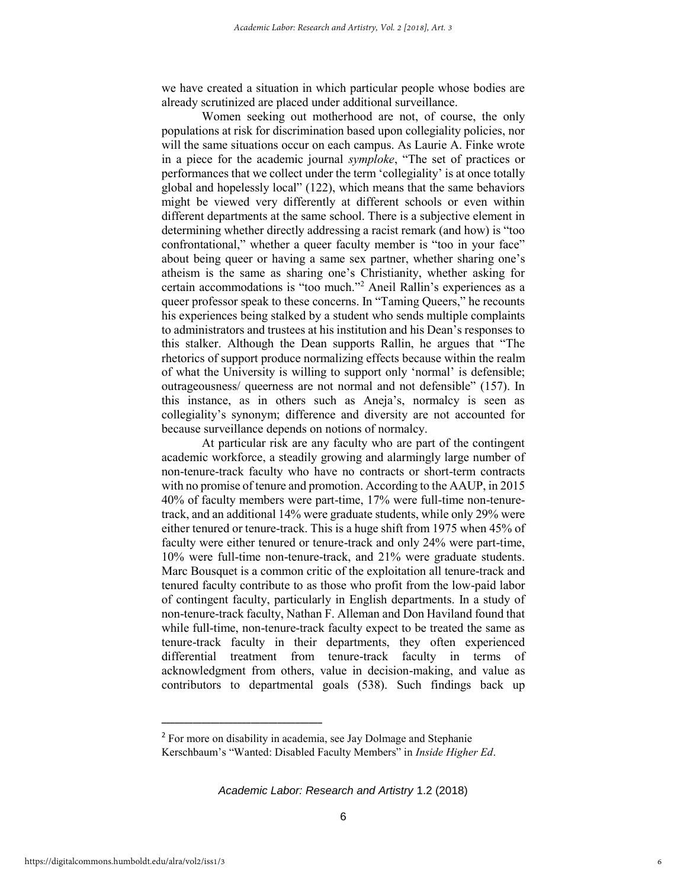we have created a situation in which particular people whose bodies are already scrutinized are placed under additional surveillance.

Women seeking out motherhood are not, of course, the only populations at risk for discrimination based upon collegiality policies, nor will the same situations occur on each campus. As Laurie A. Finke wrote in a piece for the academic journal *symploke*, "The set of practices or performances that we collect under the term 'collegiality' is at once totally global and hopelessly local" (122), which means that the same behaviors might be viewed very differently at different schools or even within different departments at the same school. There is a subjective element in determining whether directly addressing a racist remark (and how) is "too confrontational," whether a queer faculty member is "too in your face" about being queer or having a same sex partner, whether sharing one's atheism is the same as sharing one's Christianity, whether asking for certain accommodations is "too much."[2] Aneil Rallin's experiences as a queer professor speak to these concerns. In "Taming Queers," he recounts his experiences being stalked by a student who sends multiple complaints to administrators and trustees at his institution and his Dean's responses to this stalker. Although the Dean supports Rallin, he argues that "The rhetorics of support produce normalizing effects because within the realm of what the University is willing to support only 'normal' is defensible; outrageousness/ queerness are not normal and not defensible" (157). In this instance, as in others such as Aneja's, normalcy is seen as collegiality's synonym; difference and diversity are not accounted for because surveillance depends on notions of normalcy.

At particular risk are any faculty who are part of the contingent academic workforce, a steadily growing and alarmingly large number of non-tenure-track faculty who have no contracts or short-term contracts with no promise of tenure and promotion. According to the AAUP, in 2015 40% of faculty members were part-time, 17% were full-time non-tenure-track, and an additional 14% were graduate students, while only 29% were either tenured or tenure-track. This is a huge shift from 1975 when 45% of faculty were either tenured or tenure-track and only 24% were part-time, 10% were full-time non-tenure-track, and 21% were graduate students. Marc Bousquet is a common critic of the exploitation all tenure-track and tenured faculty contribute to as those who profit from the low-paid labor of contingent faculty, particularly in English departments. In a study of non-tenure-track faculty, Nathan F. Alleman and Don Haviland found that while full-time, non-tenure-track faculty expect to be treated the same as tenure-track faculty in their departments, they often experienced differential treatment from tenure-track faculty in terms of acknowledgment from others, value in decision-making, and value as contributors to departmental goals (538). Such findings back up

---

[2] For more on disability in academia, see Jay Dolmage and Stephanie Kerschbaum's "Wanted: Disabled Faculty Members" in *Inside Higher Ed*.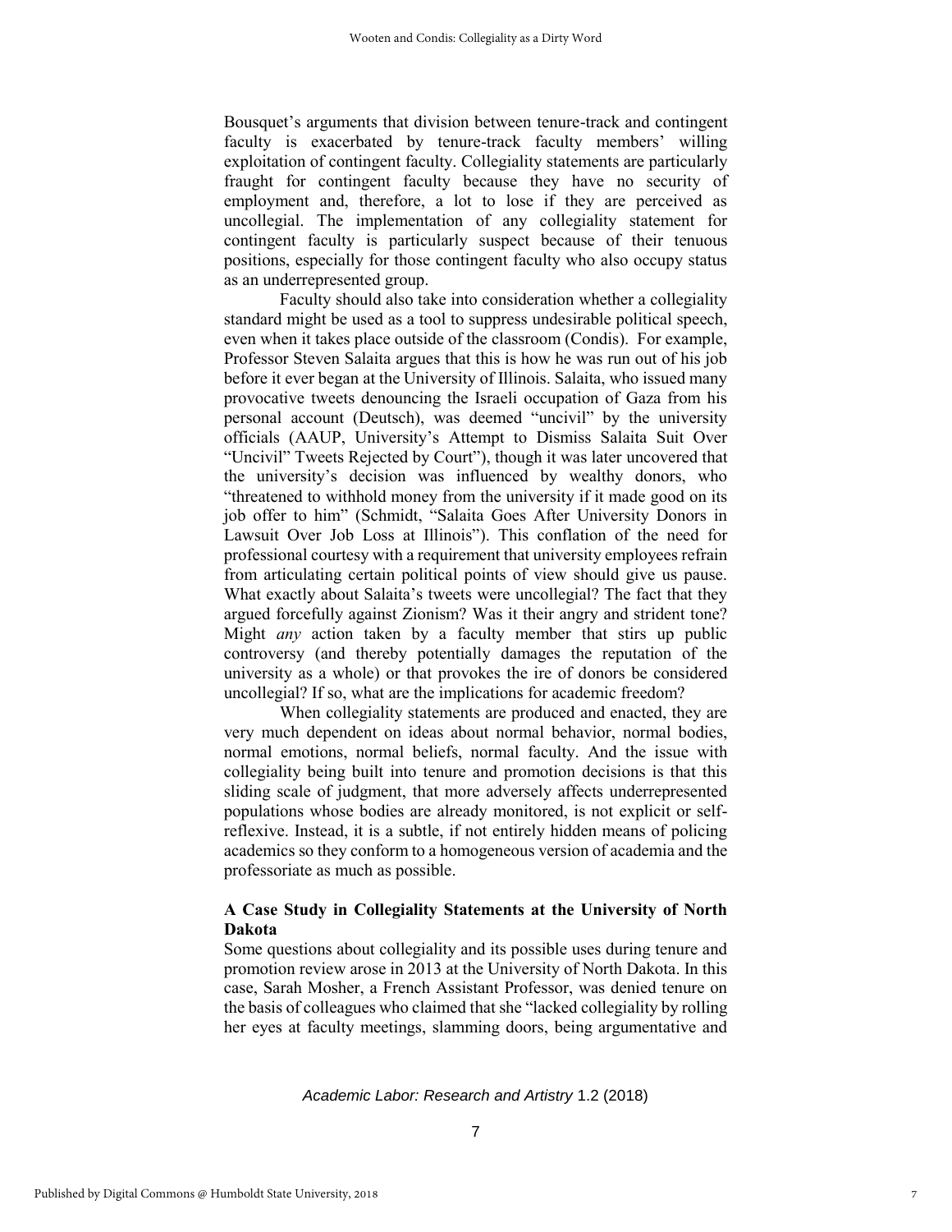Bousquet's arguments that division between tenure-track and contingent faculty is exacerbated by tenure-track faculty members' willing exploitation of contingent faculty. Collegiality statements are particularly fraught for contingent faculty because they have no security of employment and, therefore, a lot to lose if they are perceived as uncollegial. The implementation of any collegiality statement for contingent faculty is particularly suspect because of their tenuous positions, especially for those contingent faculty who also occupy status as an underrepresented group.

Faculty should also take into consideration whether a collegiality standard might be used as a tool to suppress undesirable political speech, even when it takes place outside of the classroom (Condis). For example, Professor Steven Salaita argues that this is how he was run out of his job before it ever began at the University of Illinois. Salaita, who issued many provocative tweets denouncing the Israeli occupation of Gaza from his personal account (Deutsch), was deemed "uncivil" by the university officials (AAUP, University's Attempt to Dismiss Salaita Suit Over "Uncivil" Tweets Rejected by Court"), though it was later uncovered that the university's decision was influenced by wealthy donors, who "threatened to withhold money from the university if it made good on its job offer to him" (Schmidt, "Salaita Goes After University Donors in Lawsuit Over Job Loss at Illinois"). This conflation of the need for professional courtesy with a requirement that university employees refrain from articulating certain political points of view should give us pause. What exactly about Salaita's tweets were uncollegial? The fact that they argued forcefully against Zionism? Was it their angry and strident tone? Might *any* action taken by a faculty member that stirs up public controversy (and thereby potentially damages the reputation of the university as a whole) or that provokes the ire of donors be considered uncollegial? If so, what are the implications for academic freedom?

When collegiality statements are produced and enacted, they are very much dependent on ideas about normal behavior, normal bodies, normal emotions, normal beliefs, normal faculty. And the issue with collegiality being built into tenure and promotion decisions is that this sliding scale of judgment, that more adversely affects underrepresented populations whose bodies are already monitored, is not explicit or self-reflexive. Instead, it is a subtle, if not entirely hidden means of policing academics so they conform to a homogeneous version of academia and the professoriate as much as possible.

## A Case Study in Collegiality Statements at the University of North Dakota

Some questions about collegiality and its possible uses during tenure and promotion review arose in 2013 at the University of North Dakota. In this case, Sarah Mosher, a French Assistant Professor, was denied tenure on the basis of colleagues who claimed that she "lacked collegiality by rolling her eyes at faculty meetings, slamming doors, being argumentative and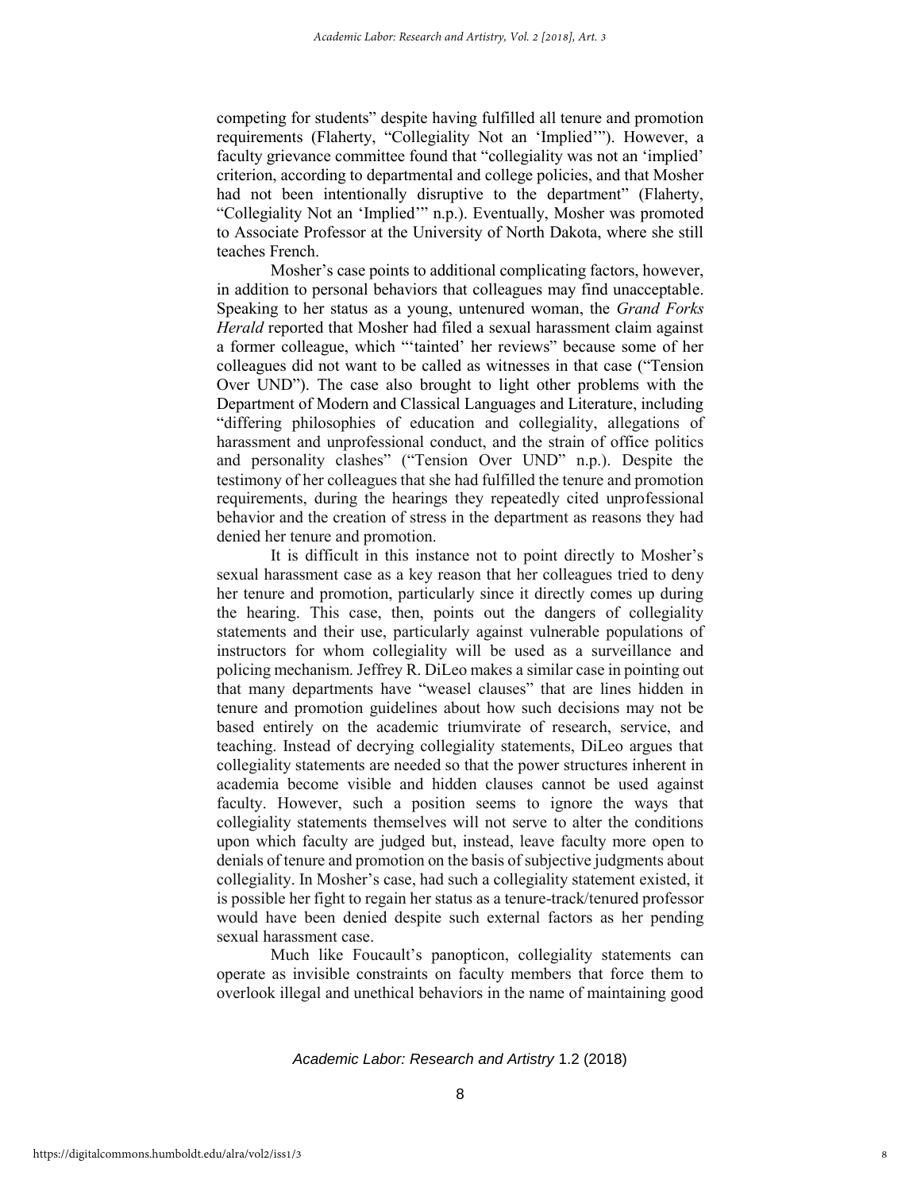competing for students" despite having fulfilled all tenure and promotion requirements (Flaherty, "Collegiality Not an 'Implied'"). However, a faculty grievance committee found that "collegiality was not an 'implied' criterion, according to departmental and college policies, and that Mosher had not been intentionally disruptive to the department" (Flaherty, "Collegiality Not an 'Implied'" n.p.). Eventually, Mosher was promoted to Associate Professor at the University of North Dakota, where she still teaches French.

Mosher's case points to additional complicating factors, however, in addition to personal behaviors that colleagues may find unacceptable. Speaking to her status as a young, untenured woman, the *Grand Forks Herald* reported that Mosher had filed a sexual harassment claim against a former colleague, which "'tainted' her reviews" because some of her colleagues did not want to be called as witnesses in that case ("Tension Over UND"). The case also brought to light other problems with the Department of Modern and Classical Languages and Literature, including "differing philosophies of education and collegiality, allegations of harassment and unprofessional conduct, and the strain of office politics and personality clashes" ("Tension Over UND" n.p.). Despite the testimony of her colleagues that she had fulfilled the tenure and promotion requirements, during the hearings they repeatedly cited unprofessional behavior and the creation of stress in the department as reasons they had denied her tenure and promotion.

It is difficult in this instance not to point directly to Mosher's sexual harassment case as a key reason that her colleagues tried to deny her tenure and promotion, particularly since it directly comes up during the hearing. This case, then, points out the dangers of collegiality statements and their use, particularly against vulnerable populations of instructors for whom collegiality will be used as a surveillance and policing mechanism. Jeffrey R. DiLeo makes a similar case in pointing out that many departments have "weasel clauses" that are lines hidden in tenure and promotion guidelines about how such decisions may not be based entirely on the academic triumvirate of research, service, and teaching. Instead of decrying collegiality statements, DiLeo argues that collegiality statements are needed so that the power structures inherent in academia become visible and hidden clauses cannot be used against faculty. However, such a position seems to ignore the ways that collegiality statements themselves will not serve to alter the conditions upon which faculty are judged but, instead, leave faculty more open to denials of tenure and promotion on the basis of subjective judgments about collegiality. In Mosher's case, had such a collegiality statement existed, it is possible her fight to regain her status as a tenure-track/tenured professor would have been denied despite such external factors as her pending sexual harassment case.

Much like Foucault's panopticon, collegiality statements can operate as invisible constraints on faculty members that force them to overlook illegal and unethical behaviors in the name of maintaining good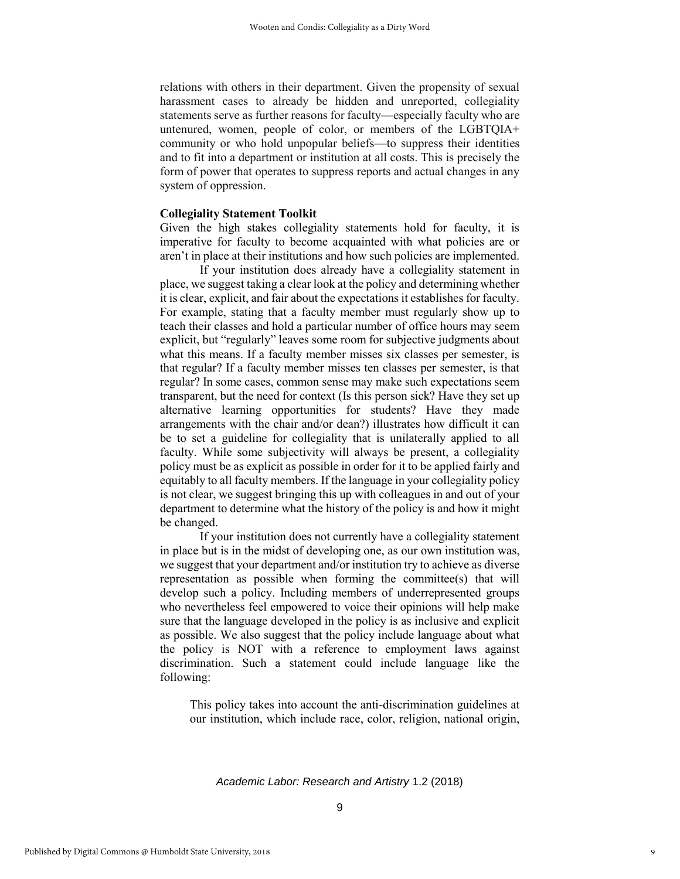relations with others in their department. Given the propensity of sexual harassment cases to already be hidden and unreported, collegiality statements serve as further reasons for faculty—especially faculty who are untenured, women, people of color, or members of the LGBTQIA+ community or who hold unpopular beliefs—to suppress their identities and to fit into a department or institution at all costs. This is precisely the form of power that operates to suppress reports and actual changes in any system of oppression.

**Collegiality Statement Toolkit**

Given the high stakes collegiality statements hold for faculty, it is imperative for faculty to become acquainted with what policies are or aren't in place at their institutions and how such policies are implemented.

If your institution does already have a collegiality statement in place, we suggest taking a clear look at the policy and determining whether it is clear, explicit, and fair about the expectations it establishes for faculty. For example, stating that a faculty member must regularly show up to teach their classes and hold a particular number of office hours may seem explicit, but "regularly" leaves some room for subjective judgments about what this means. If a faculty member misses six classes per semester, is that regular? If a faculty member misses ten classes per semester, is that regular? In some cases, common sense may make such expectations seem transparent, but the need for context (Is this person sick? Have they set up alternative learning opportunities for students? Have they made arrangements with the chair and/or dean?) illustrates how difficult it can be to set a guideline for collegiality that is unilaterally applied to all faculty. While some subjectivity will always be present, a collegiality policy must be as explicit as possible in order for it to be applied fairly and equitably to all faculty members. If the language in your collegiality policy is not clear, we suggest bringing this up with colleagues in and out of your department to determine what the history of the policy is and how it might be changed.

If your institution does not currently have a collegiality statement in place but is in the midst of developing one, as our own institution was, we suggest that your department and/or institution try to achieve as diverse representation as possible when forming the committee(s) that will develop such a policy. Including members of underrepresented groups who nevertheless feel empowered to voice their opinions will help make sure that the language developed in the policy is as inclusive and explicit as possible. We also suggest that the policy include language about what the policy is NOT with a reference to employment laws against discrimination. Such a statement could include language like the following:

> This policy takes into account the anti-discrimination guidelines at our institution, which include race, color, religion, national origin,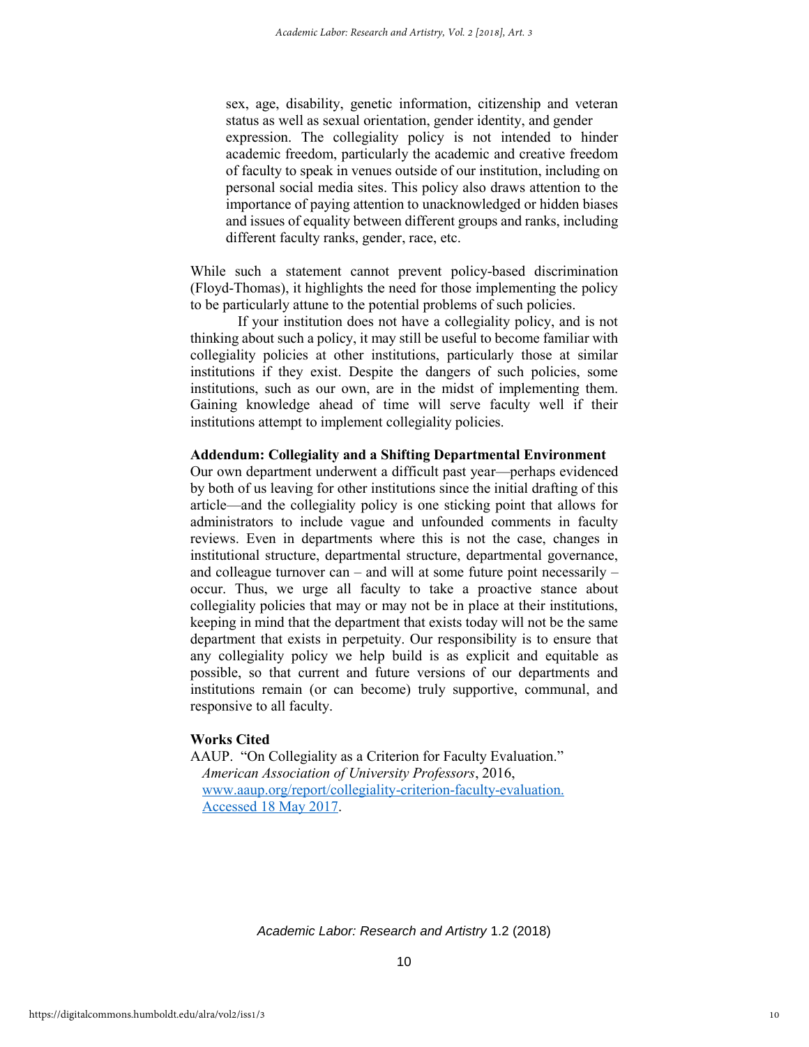> sex, age, disability, genetic information, citizenship and veteran status as well as sexual orientation, gender identity, and gender expression. The collegiality policy is not intended to hinder academic freedom, particularly the academic and creative freedom of faculty to speak in venues outside of our institution, including on personal social media sites. This policy also draws attention to the importance of paying attention to unacknowledged or hidden biases and issues of equality between different groups and ranks, including different faculty ranks, gender, race, etc.

While such a statement cannot prevent policy-based discrimination (Floyd-Thomas), it highlights the need for those implementing the policy to be particularly attune to the potential problems of such policies.

If your institution does not have a collegiality policy, and is not thinking about such a policy, it may still be useful to become familiar with collegiality policies at other institutions, particularly those at similar institutions if they exist. Despite the dangers of such policies, some institutions, such as our own, are in the midst of implementing them. Gaining knowledge ahead of time will serve faculty well if their institutions attempt to implement collegiality policies.

**Addendum: Collegiality and a Shifting Departmental Environment**

Our own department underwent a difficult past year—perhaps evidenced by both of us leaving for other institutions since the initial drafting of this article—and the collegiality policy is one sticking point that allows for administrators to include vague and unfounded comments in faculty reviews. Even in departments where this is not the case, changes in institutional structure, departmental structure, departmental governance, and colleague turnover can – and will at some future point necessarily – occur. Thus, we urge all faculty to take a proactive stance about collegiality policies that may or may not be in place at their institutions, keeping in mind that the department that exists today will not be the same department that exists in perpetuity. Our responsibility is to ensure that any collegiality policy we help build is as explicit and equitable as possible, so that current and future versions of our departments and institutions remain (or can become) truly supportive, communal, and responsive to all faculty.

**Works Cited**

AAUP. "On Collegiality as a Criterion for Faculty Evaluation." *American Association of University Professors*, 2016, www.aaup.org/report/collegiality-criterion-faculty-evaluation. Accessed 18 May 2017.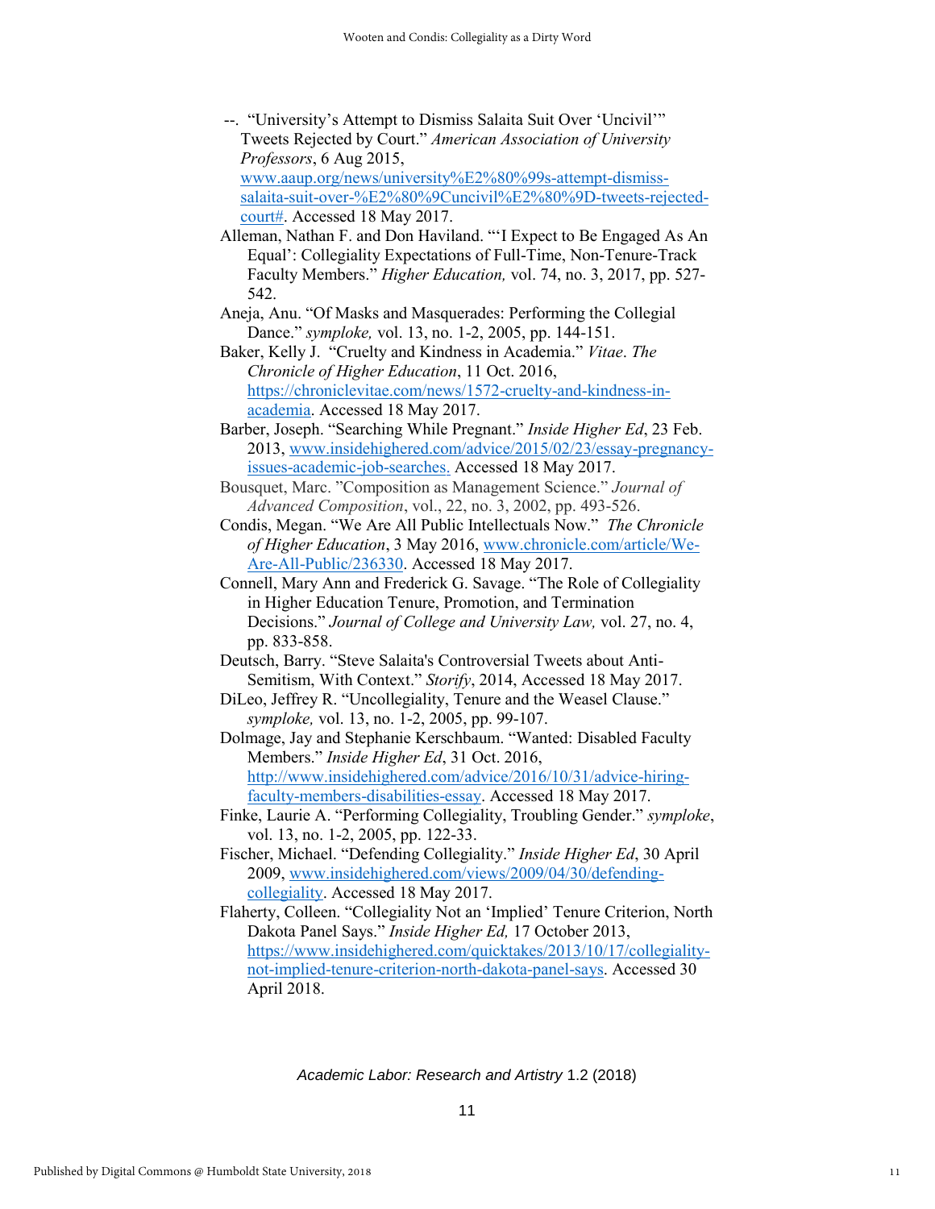--. "University's Attempt to Dismiss Salaita Suit Over 'Uncivil'" Tweets Rejected by Court." *American Association of University Professors*, 6 Aug 2015, www.aaup.org/news/university%E2%80%99s-attempt-dismiss-salaita-suit-over-%E2%80%9Cuncivil%E2%80%9D-tweets-rejected-court#. Accessed 18 May 2017.

Alleman, Nathan F. and Don Haviland. "'I Expect to Be Engaged As An Equal': Collegiality Expectations of Full-Time, Non-Tenure-Track Faculty Members." *Higher Education,* vol. 74, no. 3, 2017, pp. 527-542.

Aneja, Anu. "Of Masks and Masquerades: Performing the Collegial Dance." *symploke,* vol. 13, no. 1-2, 2005, pp. 144-151.

Baker, Kelly J. "Cruelty and Kindness in Academia." *Vitae*. *The Chronicle of Higher Education*, 11 Oct. 2016, https://chroniclevitae.com/news/1572-cruelty-and-kindness-in-academia. Accessed 18 May 2017.

Barber, Joseph. "Searching While Pregnant." *Inside Higher Ed*, 23 Feb. 2013, www.insidehighered.com/advice/2015/02/23/essay-pregnancy-issues-academic-job-searches. Accessed 18 May 2017.

Bousquet, Marc. "Composition as Management Science." *Journal of Advanced Composition*, vol., 22, no. 3, 2002, pp. 493-526.

Condis, Megan. "We Are All Public Intellectuals Now." *The Chronicle of Higher Education*, 3 May 2016, www.chronicle.com/article/We-Are-All-Public/236330. Accessed 18 May 2017.

Connell, Mary Ann and Frederick G. Savage. "The Role of Collegiality in Higher Education Tenure, Promotion, and Termination Decisions." *Journal of College and University Law,* vol. 27, no. 4, pp. 833-858.

Deutsch, Barry. "Steve Salaita's Controversial Tweets about Anti-Semitism, With Context." *Storify*, 2014, Accessed 18 May 2017.

DiLeo, Jeffrey R. "Uncollegiality, Tenure and the Weasel Clause." *symploke,* vol. 13, no. 1-2, 2005, pp. 99-107.

Dolmage, Jay and Stephanie Kerschbaum. "Wanted: Disabled Faculty Members." *Inside Higher Ed*, 31 Oct. 2016, http://www.insidehighered.com/advice/2016/10/31/advice-hiring-faculty-members-disabilities-essay. Accessed 18 May 2017.

Finke, Laurie A. "Performing Collegiality, Troubling Gender." *symploke*, vol. 13, no. 1-2, 2005, pp. 122-33.

Fischer, Michael. "Defending Collegiality." *Inside Higher Ed*, 30 April 2009, www.insidehighered.com/views/2009/04/30/defending-collegiality. Accessed 18 May 2017.

Flaherty, Colleen. "Collegiality Not an 'Implied' Tenure Criterion, North Dakota Panel Says." *Inside Higher Ed,* 17 October 2013, https://www.insidehighered.com/quicktakes/2013/10/17/collegiality-not-implied-tenure-criterion-north-dakota-panel-says. Accessed 30 April 2018.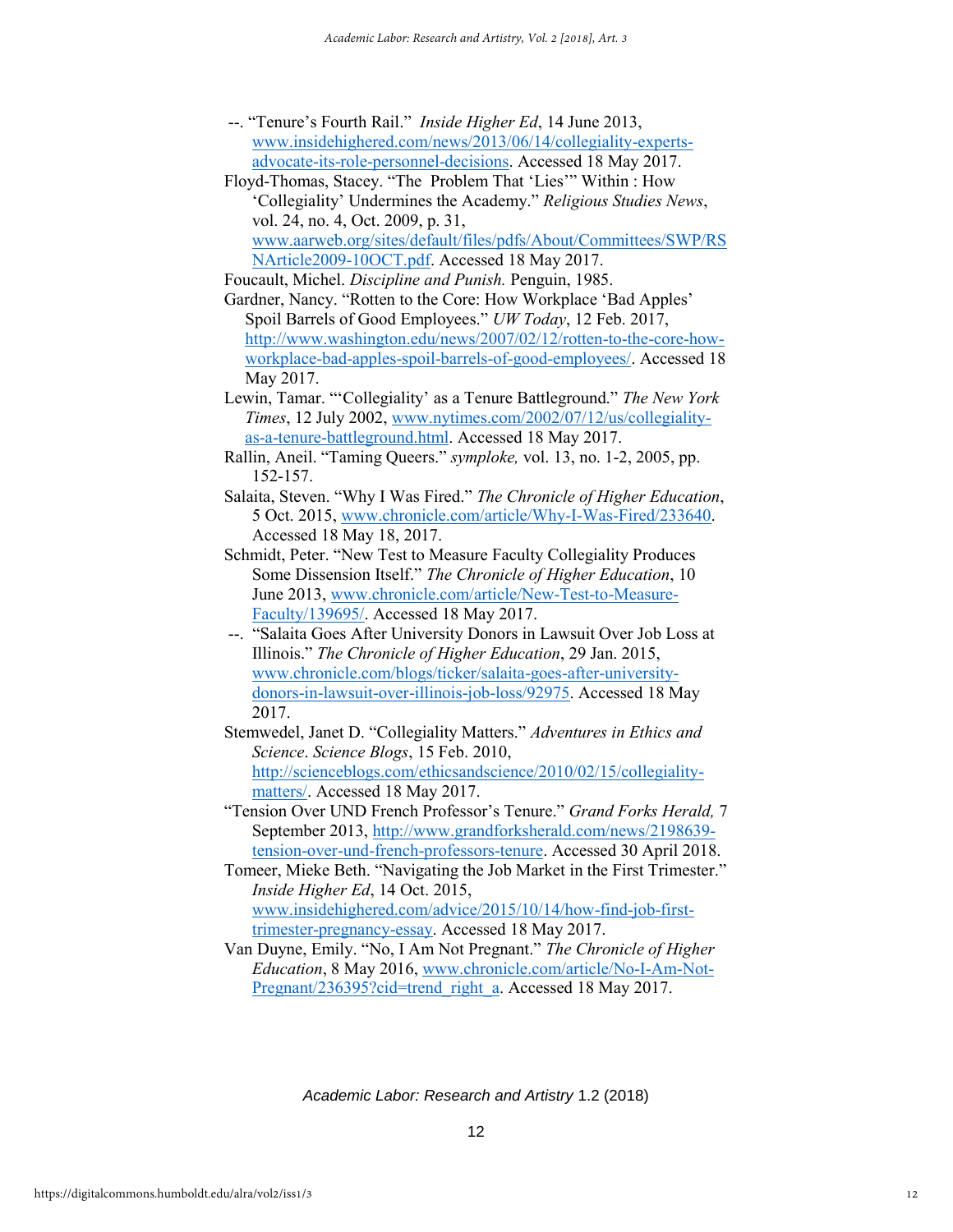--. "Tenure's Fourth Rail." *Inside Higher Ed*, 14 June 2013, www.insidehighered.com/news/2013/06/14/collegiality-experts-advocate-its-role-personnel-decisions. Accessed 18 May 2017.

Floyd-Thomas, Stacey. "The Problem That 'Lies'" Within : How 'Collegiality' Undermines the Academy." *Religious Studies News*, vol. 24, no. 4, Oct. 2009, p. 31, www.aarweb.org/sites/default/files/pdfs/About/Committees/SWP/RSNArticle2009-10OCT.pdf. Accessed 18 May 2017.

Foucault, Michel. *Discipline and Punish.* Penguin, 1985.

Gardner, Nancy. "Rotten to the Core: How Workplace 'Bad Apples' Spoil Barrels of Good Employees." *UW Today*, 12 Feb. 2017, http://www.washington.edu/news/2007/02/12/rotten-to-the-core-how-workplace-bad-apples-spoil-barrels-of-good-employees/. Accessed 18 May 2017.

Lewin, Tamar. "'Collegiality' as a Tenure Battleground." *The New York Times*, 12 July 2002, www.nytimes.com/2002/07/12/us/collegiality-as-a-tenure-battleground.html. Accessed 18 May 2017.

Rallin, Aneil. "Taming Queers." *symploke,* vol. 13, no. 1-2, 2005, pp. 152-157.

Salaita, Steven. "Why I Was Fired." *The Chronicle of Higher Education*, 5 Oct. 2015, www.chronicle.com/article/Why-I-Was-Fired/233640. Accessed 18 May 18, 2017.

Schmidt, Peter. "New Test to Measure Faculty Collegiality Produces Some Dissension Itself." *The Chronicle of Higher Education*, 10 June 2013, www.chronicle.com/article/New-Test-to-Measure-Faculty/139695/. Accessed 18 May 2017.

--. "Salaita Goes After University Donors in Lawsuit Over Job Loss at Illinois." *The Chronicle of Higher Education*, 29 Jan. 2015, www.chronicle.com/blogs/ticker/salaita-goes-after-university-donors-in-lawsuit-over-illinois-job-loss/92975. Accessed 18 May 2017.

Stemwedel, Janet D. "Collegiality Matters." *Adventures in Ethics and Science*. *Science Blogs*, 15 Feb. 2010, http://scienceblogs.com/ethicsandscience/2010/02/15/collegiality-matters/. Accessed 18 May 2017.

"Tension Over UND French Professor's Tenure." *Grand Forks Herald,* 7 September 2013, http://www.grandforksherald.com/news/2198639-tension-over-und-french-professors-tenure. Accessed 30 April 2018.

Tomeer, Mieke Beth. "Navigating the Job Market in the First Trimester." *Inside Higher Ed*, 14 Oct. 2015, www.insidehighered.com/advice/2015/10/14/how-find-job-first-trimester-pregnancy-essay. Accessed 18 May 2017.

Van Duyne, Emily. "No, I Am Not Pregnant." *The Chronicle of Higher Education*, 8 May 2016, www.chronicle.com/article/No-I-Am-Not-Pregnant/236395?cid=trend_right_a. Accessed 18 May 2017.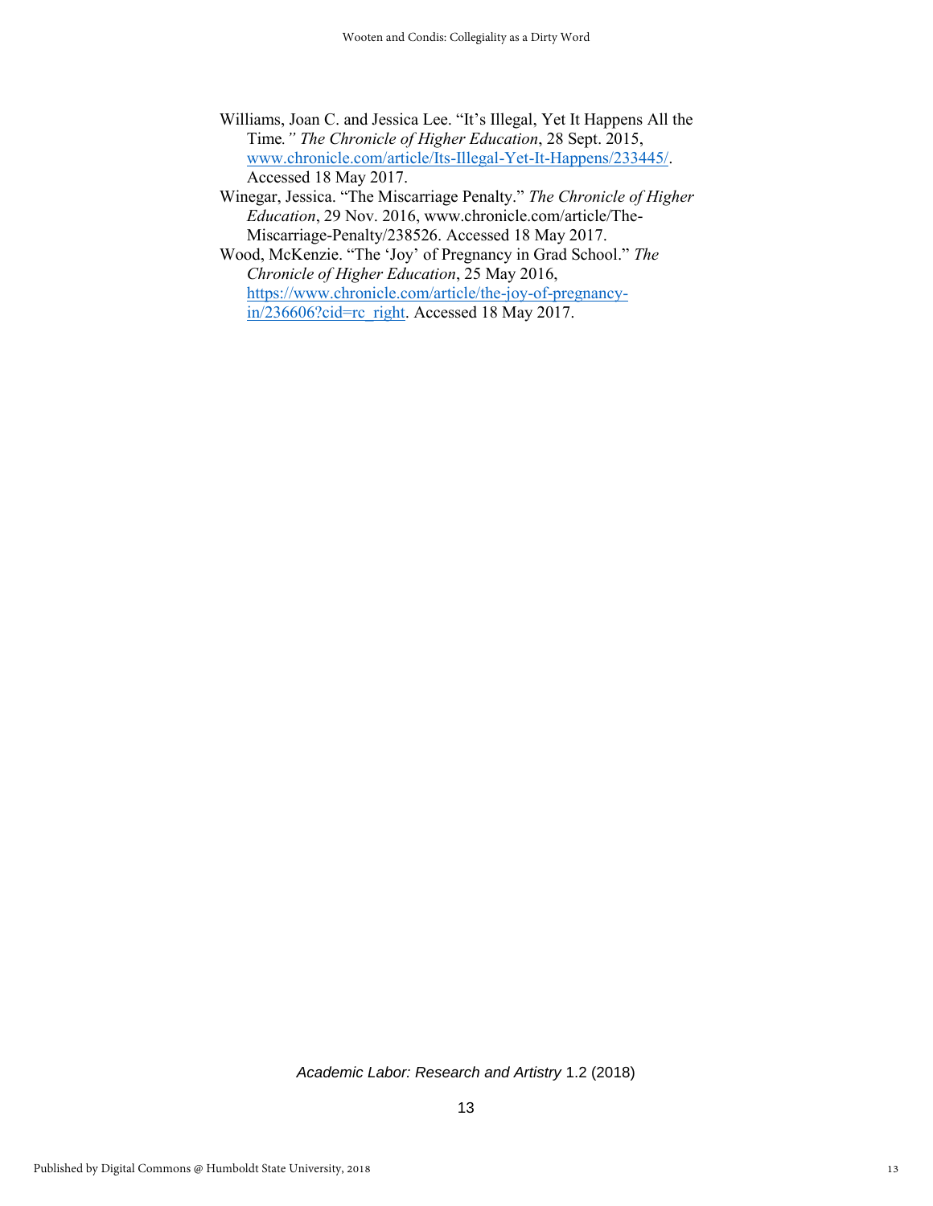Williams, Joan C. and Jessica Lee. "It's Illegal, Yet It Happens All the Time*."* *The Chronicle of Higher Education*, 28 Sept. 2015, www.chronicle.com/article/Its-Illegal-Yet-It-Happens/233445/. Accessed 18 May 2017.

Winegar, Jessica. "The Miscarriage Penalty." *The Chronicle of Higher Education*, 29 Nov. 2016, www.chronicle.com/article/The-Miscarriage-Penalty/238526. Accessed 18 May 2017.

Wood, McKenzie. "The 'Joy' of Pregnancy in Grad School." *The Chronicle of Higher Education*, 25 May 2016, https://www.chronicle.com/article/the-joy-of-pregnancy-in/236606?cid=rc_right. Accessed 18 May 2017.